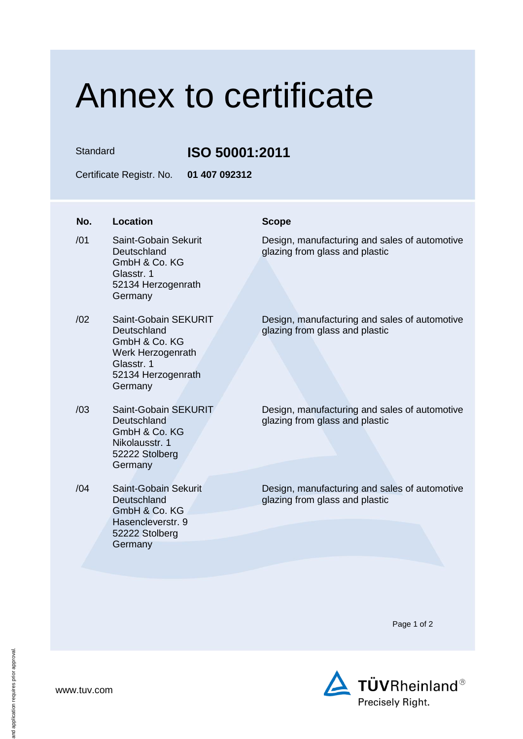# Annex to certificate

Standard **ISO 50001:2011**

Certificate Registr. No. **01 407 092312**

| No. | Location | Scope |
|---|---|---|
| /01 | Saint-Gobain Sekurit Deutschland GmbH & Co. KG<br>Glasstr. 1<br>52134 Herzogenrath<br>Germany | Design, manufacturing and sales of automotive glazing from glass and plastic |
| /02 | Saint-Gobain SEKURIT Deutschland GmbH & Co. KG<br>Werk Herzogenrath<br>Glasstr. 1<br>52134 Herzogenrath<br>Germany | Design, manufacturing and sales of automotive glazing from glass and plastic |
| /03 | Saint-Gobain SEKURIT Deutschland GmbH & Co. KG<br>Nikolausstr. 1<br>52222 Stolberg<br>Germany | Design, manufacturing and sales of automotive glazing from glass and plastic |
| /04 | Saint-Gobain Sekurit Deutschland GmbH & Co. KG<br>Hasencleverstr. 9<br>52222 Stolberg<br>Germany | Design, manufacturing and sales of automotive glazing from glass and plastic |

www.tuv.com

TÜVRheinland®
Precisely Right.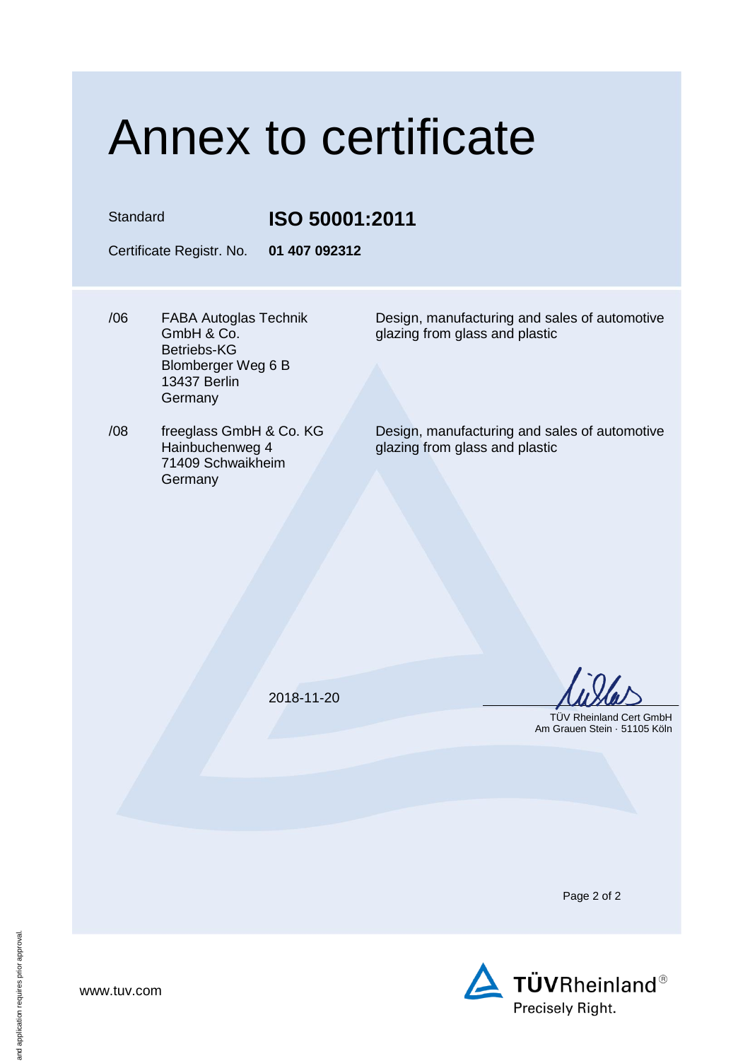# Annex to certificate

Standard **ISO 50001:2011**

Certificate Registr. No. **01 407 092312**

| | | |
|---|---|---|
| /06 | FABA Autoglas Technik GmbH & Co. Betriebs-KG<br>Blomberger Weg 6 B<br>13437 Berlin<br>Germany | Design, manufacturing and sales of automotive glazing from glass and plastic |
| /08 | freeglass GmbH & Co. KG<br>Hainbuchenweg 4<br>71409 Schwaikheim<br>Germany | Design, manufacturing and sales of automotive glazing from glass and plastic |

2018-11-20

TÜV Rheinland Cert GmbH
Am Grauen Stein · 51105 Köln

www.tuv.com

TÜVRheinland®
Precisely Right.

and application requires prior approval.